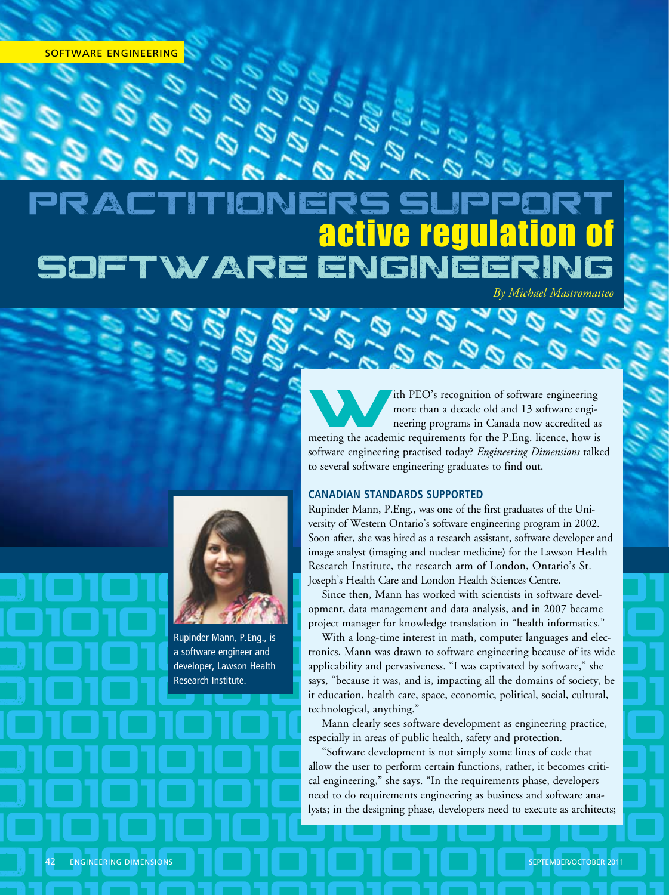# PRACTITIONERS SUPPORT active regulation of SOFTWARE ENGINEERING

*By Michael Mastromatteo*

With PEO's recognition of software engineering more than a decade old and 13 software engineering programs in Canada now accredited as meeting the academic requirements for the P.Eng. licence, how is software engineering practised today? *Engineering Dimensions* talked to several software engineering graduates to find out.

## CANADIAN STANDARDS SUPPORTED

Rupinder Mann, P.Eng., was one of the first graduates of the University of Western Ontario's software engineering program in 2002. Soon after, she was hired as a research assistant, software developer and image analyst (imaging and nuclear medicine) for the Lawson Health Research Institute, the research arm of London, Ontario's St. Joseph's Health Care and London Health Sciences Centre.

Rupinder Mann, P.Eng., is a software engineer and developer, Lawson Health Research Institute.

Since then, Mann has worked with scientists in software development, data management and data analysis, and in 2007 became project manager for knowledge translation in "health informatics."

With a long-time interest in math, computer languages and electronics, Mann was drawn to software engineering because of its wide applicability and pervasiveness. "I was captivated by software," she says, "because it was, and is, impacting all the domains of society, be it education, health care, space, economic, political, social, cultural, technological, anything."

Mann clearly sees software development as engineering practice, especially in areas of public health, safety and protection.

"Software development is not simply some lines of code that allow the user to perform certain functions, rather, it becomes critical engineering," she says. "In the requirements phase, developers need to do requirements engineering as business and software analysts; in the designing phase, developers need to execute as architects;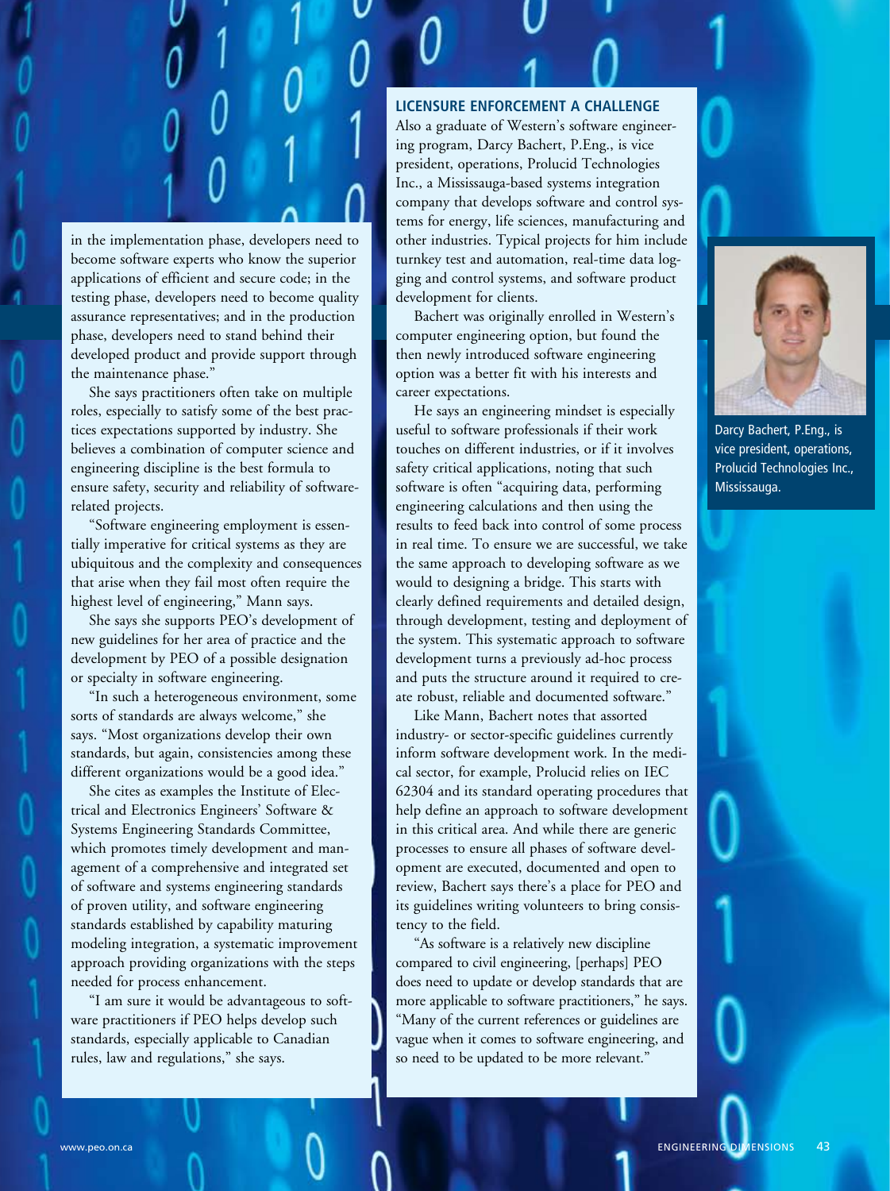in the implementation phase, developers need to become software experts who know the superior applications of efficient and secure code; in the testing phase, developers need to become quality assurance representatives; and in the production phase, developers need to stand behind their developed product and provide support through the maintenance phase."

She says practitioners often take on multiple roles, especially to satisfy some of the best practices expectations supported by industry. She believes a combination of computer science and engineering discipline is the best formula to ensure safety, security and reliability of software-related projects.

"Software engineering employment is essentially imperative for critical systems as they are ubiquitous and the complexity and consequences that arise when they fail most often require the highest level of engineering," Mann says.

She says she supports PEO's development of new guidelines for her area of practice and the development by PEO of a possible designation or specialty in software engineering.

"In such a heterogeneous environment, some sorts of standards are always welcome," she says. "Most organizations develop their own standards, but again, consistencies among these different organizations would be a good idea."

She cites as examples the Institute of Electrical and Electronics Engineers' Software & Systems Engineering Standards Committee, which promotes timely development and management of a comprehensive and integrated set of software and systems engineering standards of proven utility, and software engineering standards established by capability maturing modeling integration, a systematic improvement approach providing organizations with the steps needed for process enhancement.

"I am sure it would be advantageous to software practitioners if PEO helps develop such standards, especially applicable to Canadian rules, law and regulations," she says.

## LICENSURE ENFORCEMENT A CHALLENGE

Also a graduate of Western's software engineering program, Darcy Bachert, P.Eng., is vice president, operations, Prolucid Technologies Inc., a Mississauga-based systems integration company that develops software and control systems for energy, life sciences, manufacturing and other industries. Typical projects for him include turnkey test and automation, real-time data logging and control systems, and software product development for clients.

Bachert was originally enrolled in Western's computer engineering option, but found the then newly introduced software engineering option was a better fit with his interests and career expectations.

He says an engineering mindset is especially useful to software professionals if their work touches on different industries, or if it involves safety critical applications, noting that such software is often "acquiring data, performing engineering calculations and then using the results to feed back into control of some process in real time. To ensure we are successful, we take the same approach to developing software as we would to designing a bridge. This starts with clearly defined requirements and detailed design, through development, testing and deployment of the system. This systematic approach to software development turns a previously ad-hoc process and puts the structure around it required to create robust, reliable and documented software."

Like Mann, Bachert notes that assorted industry- or sector-specific guidelines currently inform software development work. In the medical sector, for example, Prolucid relies on IEC 62304 and its standard operating procedures that help define an approach to software development in this critical area. And while there are generic processes to ensure all phases of software development are executed, documented and open to review, Bachert says there's a place for PEO and its guidelines writing volunteers to bring consistency to the field.

"As software is a relatively new discipline compared to civil engineering, [perhaps] PEO does need to update or develop standards that are more applicable to software practitioners," he says. "Many of the current references or guidelines are vague when it comes to software engineering, and so need to be updated to be more relevant."

Darcy Bachert, P.Eng., is vice president, operations, Prolucid Technologies Inc., Mississauga.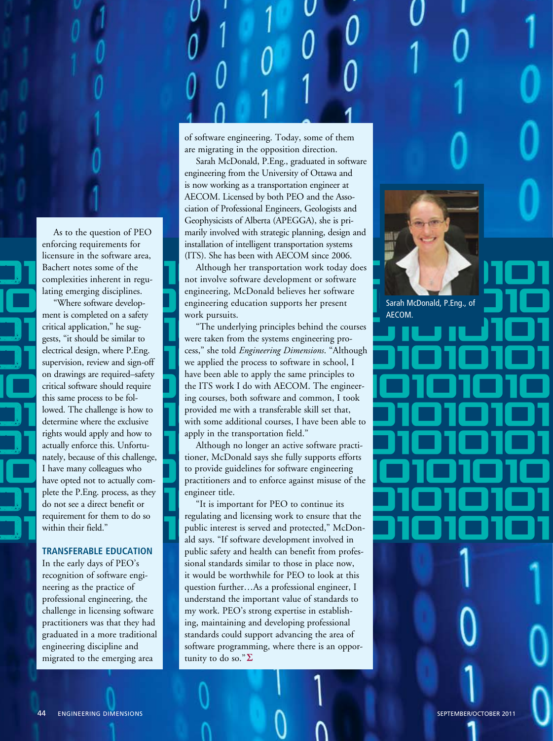As to the question of PEO enforcing requirements for licensure in the software area, Bachert notes some of the complexities inherent in regulating emerging disciplines.

"Where software development is completed on a safety critical application," he suggests, "it should be similar to electrical design, where P.Eng. supervision, review and sign-off on drawings are required–safety critical software should require this same process to be followed. The challenge is how to determine where the exclusive rights would apply and how to actually enforce this. Unfortunately, because of this challenge, I have many colleagues who have opted not to actually complete the P.Eng. process, as they do not see a direct benefit or requirement for them to do so within their field."

## TRANSFERABLE EDUCATION

In the early days of PEO's recognition of software engineering as the practice of professional engineering, the challenge in licensing software practitioners was that they had graduated in a more traditional engineering discipline and migrated to the emerging area of software engineering. Today, some of them are migrating in the opposition direction.

Sarah McDonald, P.Eng., graduated in software engineering from the University of Ottawa and is now working as a transportation engineer at AECOM. Licensed by both PEO and the Association of Professional Engineers, Geologists and Geophysicists of Alberta (APEGGA), she is primarily involved with strategic planning, design and installation of intelligent transportation systems (ITS). She has been with AECOM since 2006.

Although her transportation work today does not involve software development or software engineering, McDonald believes her software engineering education supports her present work pursuits.

"The underlying principles behind the courses were taken from the systems engineering process," she told *Engineering Dimensions*. "Although we applied the process to software in school, I have been able to apply the same principles to the ITS work I do with AECOM. The engineering courses, both software and common, I took provided me with a transferable skill set that, with some additional courses, I have been able to apply in the transportation field."

Although no longer an active software practitioner, McDonald says she fully supports efforts to provide guidelines for software engineering practitioners and to enforce against misuse of the engineer title.

"It is important for PEO to continue its regulating and licensing work to ensure that the public interest is served and protected," McDonald says. "If software development involved in public safety and health can benefit from professional standards similar to those in place now, it would be worthwhile for PEO to look at this question further…As a professional engineer, I understand the important value of standards to my work. PEO's strong expertise in establishing, maintaining and developing professional standards could support advancing the area of software programming, where there is an opportunity to do so." Σ

Sarah McDonald, P.Eng., of AECOM.